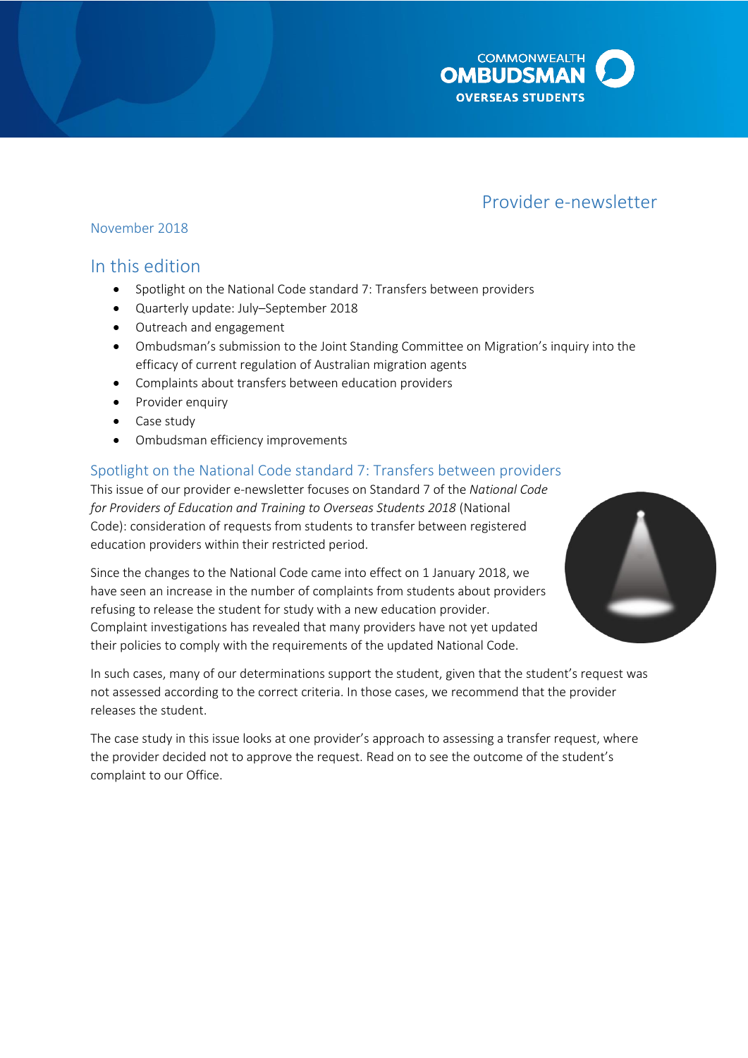COMMONWEALTH OMBUDSMAN OVERSEAS STUDENTS

# Provider e-newsletter

November 2018

## In this edition

- Spotlight on the National Code standard 7: Transfers between providers
- Quarterly update: July–September 2018
- Outreach and engagement
- Ombudsman's submission to the Joint Standing Committee on Migration's inquiry into the efficacy of current regulation of Australian migration agents
- Complaints about transfers between education providers
- Provider enquiry
- Case study
- Ombudsman efficiency improvements

## Spotlight on the National Code standard 7: Transfers between providers

This issue of our provider e-newsletter focuses on Standard 7 of the *National Code for Providers of Education and Training to Overseas Students 2018* (National Code): consideration of requests from students to transfer between registered education providers within their restricted period.

Since the changes to the National Code came into effect on 1 January 2018, we have seen an increase in the number of complaints from students about providers refusing to release the student for study with a new education provider. Complaint investigations has revealed that many providers have not yet updated their policies to comply with the requirements of the updated National Code.

In such cases, many of our determinations support the student, given that the student's request was not assessed according to the correct criteria. In those cases, we recommend that the provider releases the student.

The case study in this issue looks at one provider's approach to assessing a transfer request, where the provider decided not to approve the request. Read on to see the outcome of the student's complaint to our Office.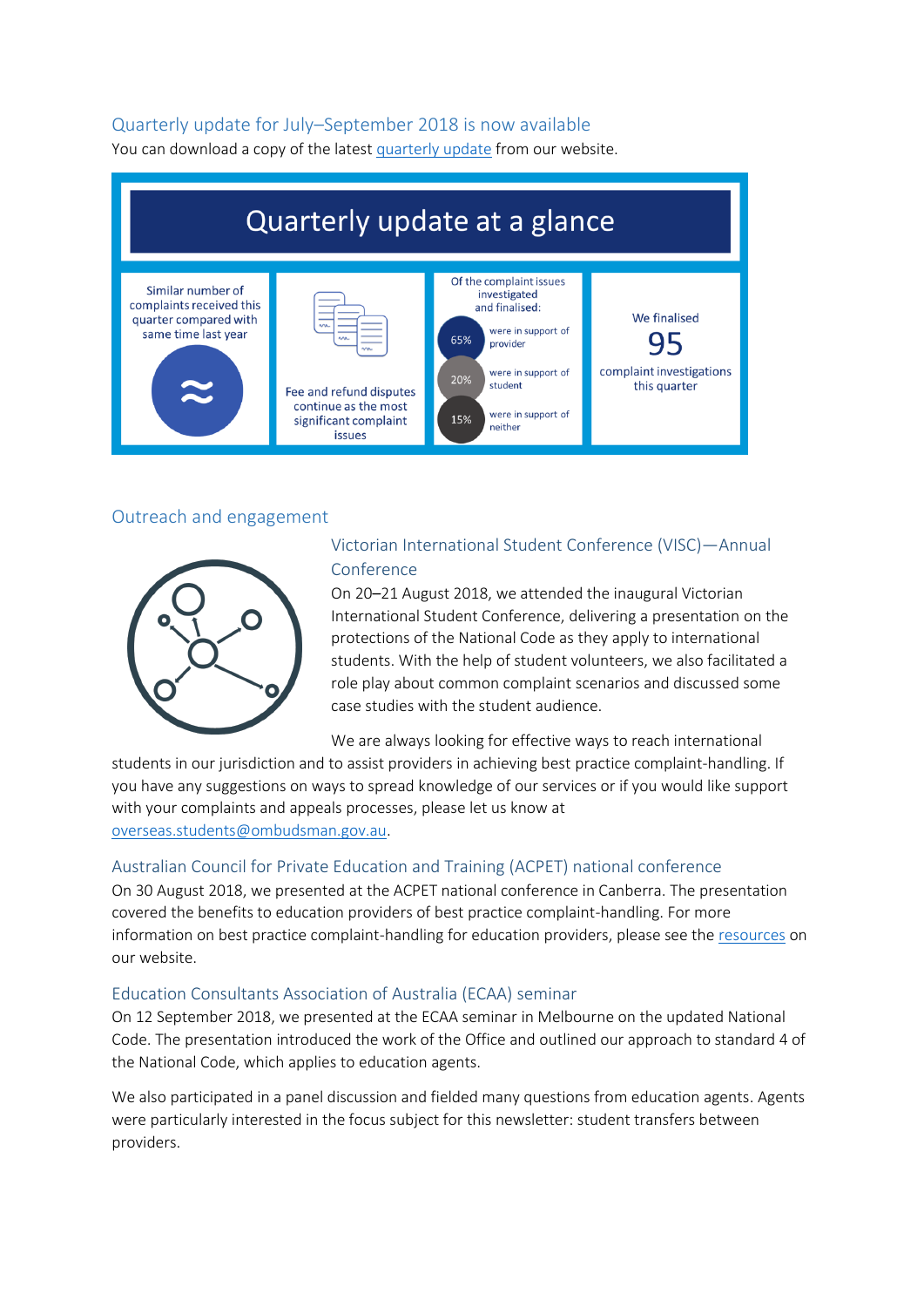## Quarterly update for July–September 2018 is now available

You can download a copy of the latest quarterly update from our website.

### Quarterly update at a glance

Similar number of complaints received this quarter compared with same time last year

≈

Fee and refund disputes continue as the most significant complaint issues

Of the complaint issues investigated and finalised:

- 65% were in support of provider
- 20% were in support of student
- 15% were in support of neither

We finalised 95 complaint investigations this quarter

## Outreach and engagement

### Victorian International Student Conference (VISC)—Annual Conference

On 20–21 August 2018, we attended the inaugural Victorian International Student Conference, delivering a presentation on the protections of the National Code as they apply to international students. With the help of student volunteers, we also facilitated a role play about common complaint scenarios and discussed some case studies with the student audience.

We are always looking for effective ways to reach international students in our jurisdiction and to assist providers in achieving best practice complaint-handling. If you have any suggestions on ways to spread knowledge of our services or if you would like support with your complaints and appeals processes, please let us know at overseas.students@ombudsman.gov.au.

### Australian Council for Private Education and Training (ACPET) national conference

On 30 August 2018, we presented at the ACPET national conference in Canberra. The presentation covered the benefits to education providers of best practice complaint-handling. For more information on best practice complaint-handling for education providers, please see the resources on our website.

### Education Consultants Association of Australia (ECAA) seminar

On 12 September 2018, we presented at the ECAA seminar in Melbourne on the updated National Code. The presentation introduced the work of the Office and outlined our approach to standard 4 of the National Code, which applies to education agents.

We also participated in a panel discussion and fielded many questions from education agents. Agents were particularly interested in the focus subject for this newsletter: student transfers between providers.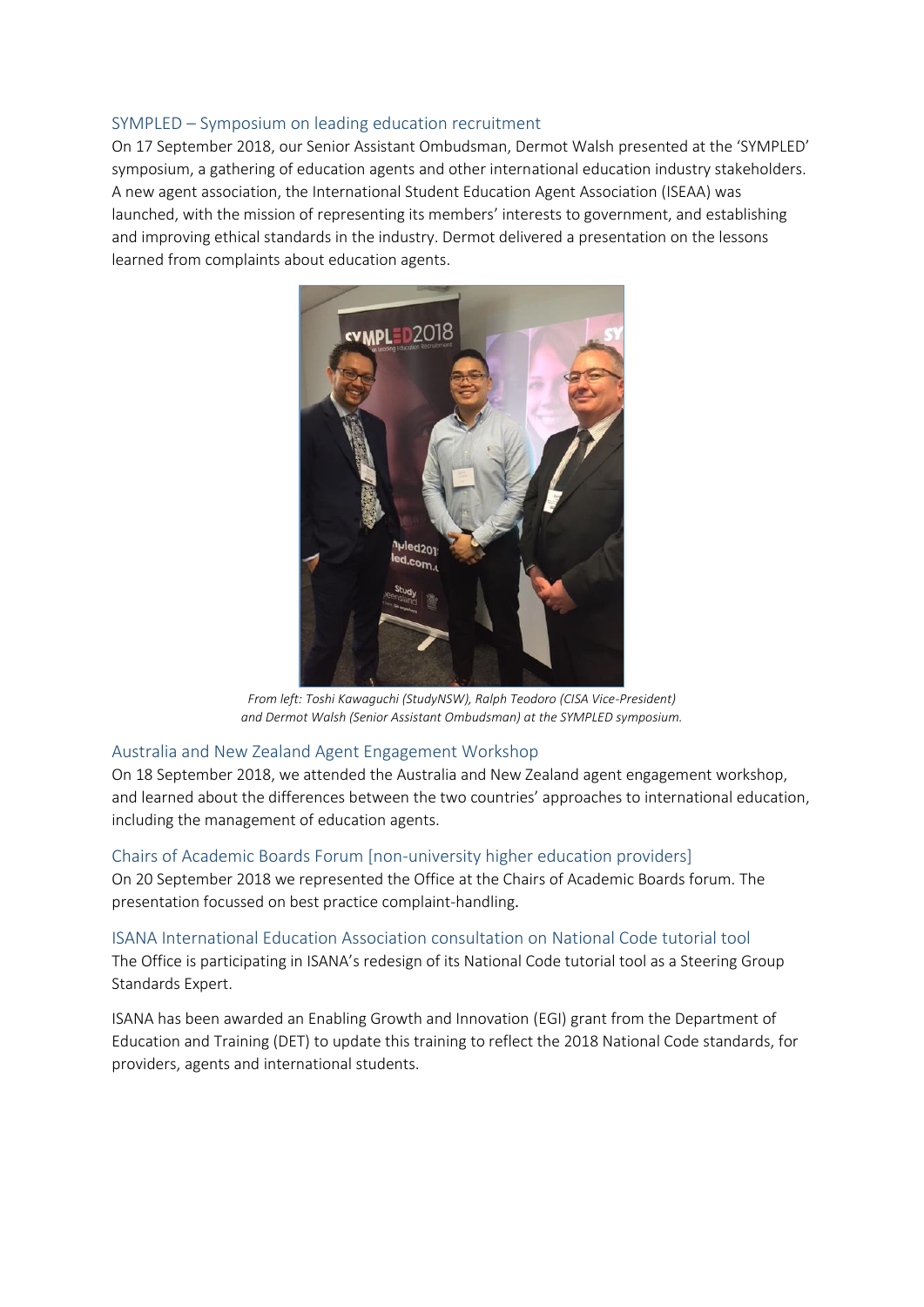## SYMPLED – Symposium on leading education recruitment

On 17 September 2018, our Senior Assistant Ombudsman, Dermot Walsh presented at the 'SYMPLED' symposium, a gathering of education agents and other international education industry stakeholders. A new agent association, the International Student Education Agent Association (ISEAA) was launched, with the mission of representing its members' interests to government, and establishing and improving ethical standards in the industry. Dermot delivered a presentation on the lessons learned from complaints about education agents.

*From left: Toshi Kawaguchi (StudyNSW), Ralph Teodoro (CISA Vice-President) and Dermot Walsh (Senior Assistant Ombudsman) at the SYMPLED symposium.*

## Australia and New Zealand Agent Engagement Workshop

On 18 September 2018, we attended the Australia and New Zealand agent engagement workshop, and learned about the differences between the two countries' approaches to international education, including the management of education agents.

## Chairs of Academic Boards Forum [non-university higher education providers]

On 20 September 2018 we represented the Office at the Chairs of Academic Boards forum. The presentation focussed on best practice complaint-handling.

## ISANA International Education Association consultation on National Code tutorial tool

The Office is participating in ISANA's redesign of its National Code tutorial tool as a Steering Group Standards Expert.

ISANA has been awarded an Enabling Growth and Innovation (EGI) grant from the Department of Education and Training (DET) to update this training to reflect the 2018 National Code standards, for providers, agents and international students.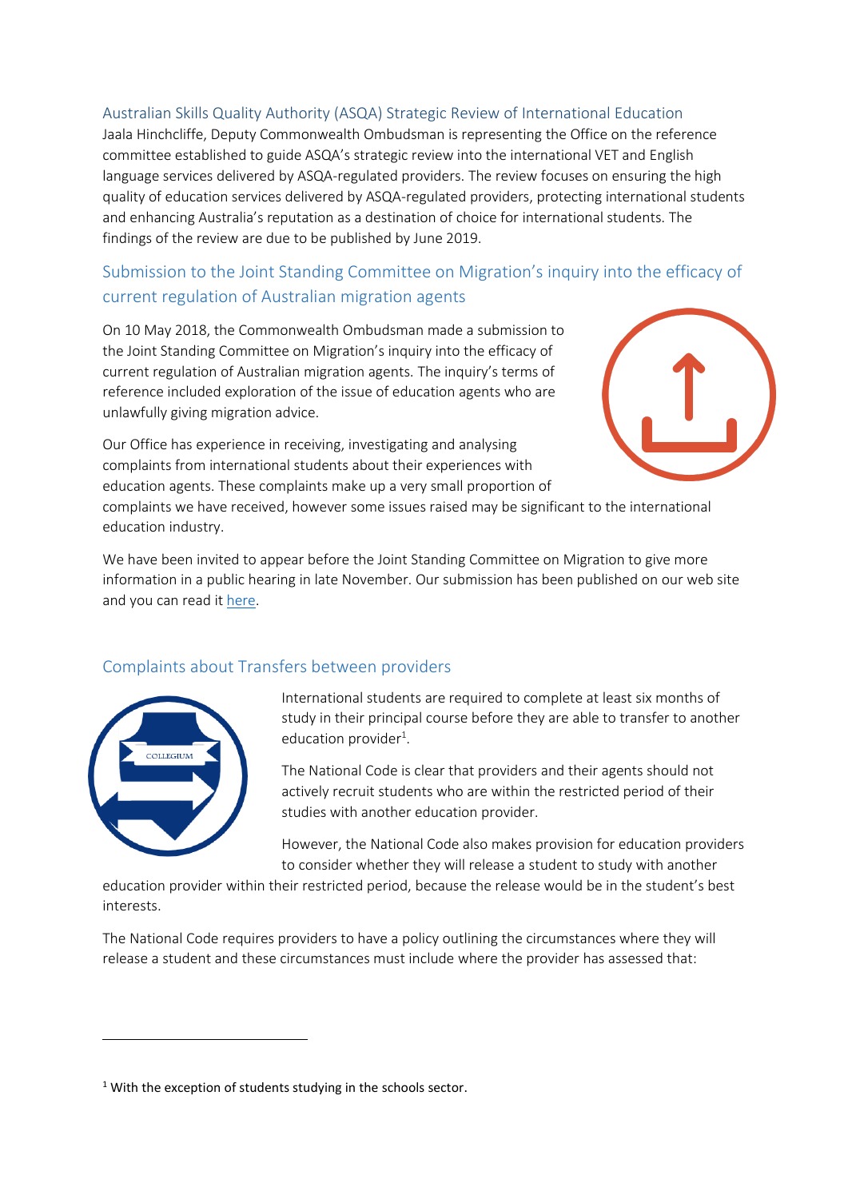## Australian Skills Quality Authority (ASQA) Strategic Review of International Education

Jaala Hinchcliffe, Deputy Commonwealth Ombudsman is representing the Office on the reference committee established to guide ASQA's strategic review into the international VET and English language services delivered by ASQA-regulated providers. The review focuses on ensuring the high quality of education services delivered by ASQA-regulated providers, protecting international students and enhancing Australia's reputation as a destination of choice for international students. The findings of the review are due to be published by June 2019.

## Submission to the Joint Standing Committee on Migration's inquiry into the efficacy of current regulation of Australian migration agents

On 10 May 2018, the Commonwealth Ombudsman made a submission to the Joint Standing Committee on Migration's inquiry into the efficacy of current regulation of Australian migration agents. The inquiry's terms of reference included exploration of the issue of education agents who are unlawfully giving migration advice.

Our Office has experience in receiving, investigating and analysing complaints from international students about their experiences with education agents. These complaints make up a very small proportion of complaints we have received, however some issues raised may be significant to the international education industry.

We have been invited to appear before the Joint Standing Committee on Migration to give more information in a public hearing in late November. Our submission has been published on our web site and you can read it here.

## Complaints about Transfers between providers

International students are required to complete at least six months of study in their principal course before they are able to transfer to another education provider[1].

The National Code is clear that providers and their agents should not actively recruit students who are within the restricted period of their studies with another education provider.

However, the National Code also makes provision for education providers to consider whether they will release a student to study with another education provider within their restricted period, because the release would be in the student's best interests.

The National Code requires providers to have a policy outlining the circumstances where they will release a student and these circumstances must include where the provider has assessed that:

---

[1] With the exception of students studying in the schools sector.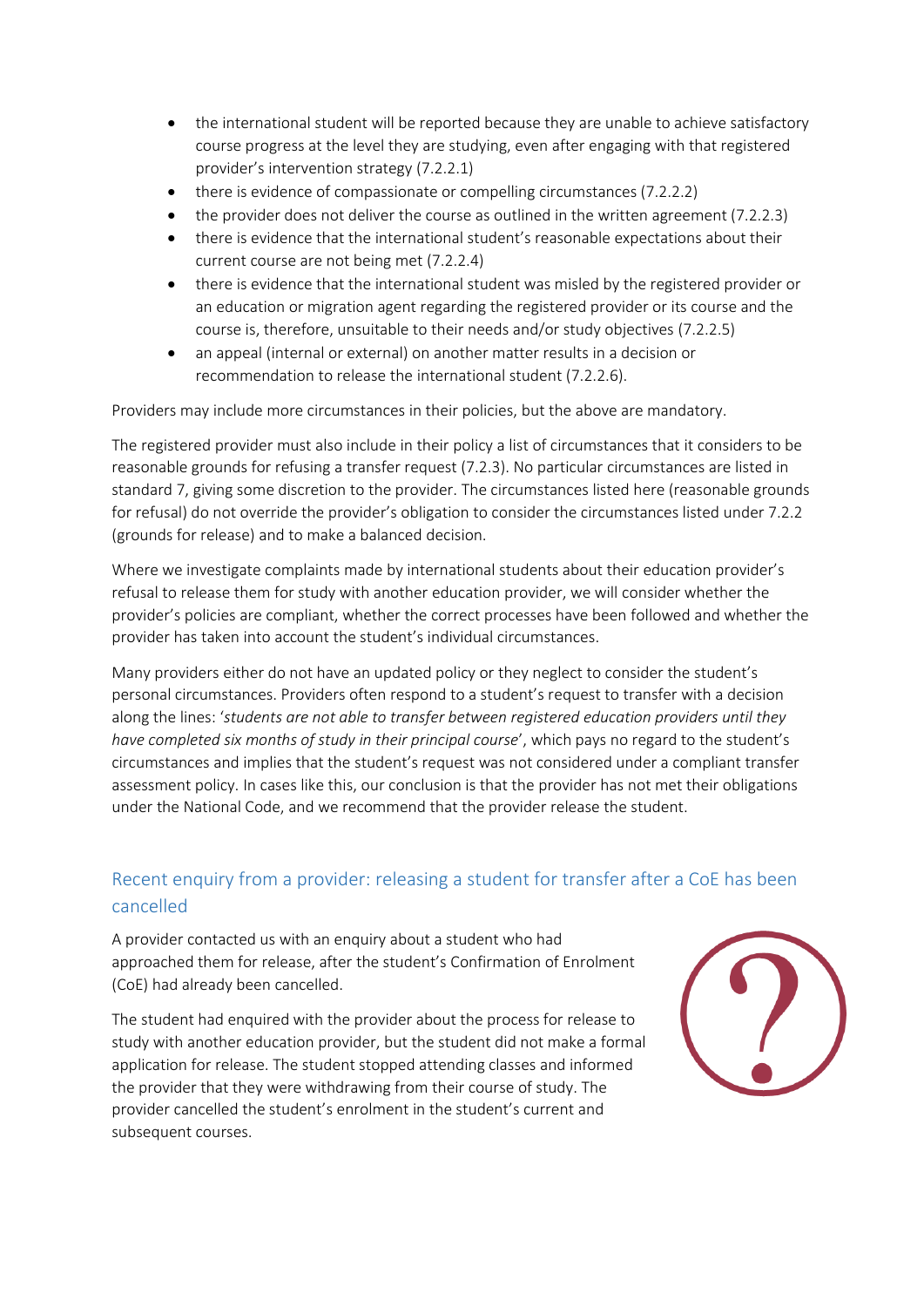- the international student will be reported because they are unable to achieve satisfactory course progress at the level they are studying, even after engaging with that registered provider's intervention strategy (7.2.2.1)
- there is evidence of compassionate or compelling circumstances (7.2.2.2)
- the provider does not deliver the course as outlined in the written agreement (7.2.2.3)
- there is evidence that the international student's reasonable expectations about their current course are not being met (7.2.2.4)
- there is evidence that the international student was misled by the registered provider or an education or migration agent regarding the registered provider or its course and the course is, therefore, unsuitable to their needs and/or study objectives (7.2.2.5)
- an appeal (internal or external) on another matter results in a decision or recommendation to release the international student (7.2.2.6).

Providers may include more circumstances in their policies, but the above are mandatory.

The registered provider must also include in their policy a list of circumstances that it considers to be reasonable grounds for refusing a transfer request (7.2.3). No particular circumstances are listed in standard 7, giving some discretion to the provider. The circumstances listed here (reasonable grounds for refusal) do not override the provider's obligation to consider the circumstances listed under 7.2.2 (grounds for release) and to make a balanced decision.

Where we investigate complaints made by international students about their education provider's refusal to release them for study with another education provider, we will consider whether the provider's policies are compliant, whether the correct processes have been followed and whether the provider has taken into account the student's individual circumstances.

Many providers either do not have an updated policy or they neglect to consider the student's personal circumstances. Providers often respond to a student's request to transfer with a decision along the lines: '*students are not able to transfer between registered education providers until they have completed six months of study in their principal course*', which pays no regard to the student's circumstances and implies that the student's request was not considered under a compliant transfer assessment policy. In cases like this, our conclusion is that the provider has not met their obligations under the National Code, and we recommend that the provider release the student.

## Recent enquiry from a provider: releasing a student for transfer after a CoE has been cancelled

A provider contacted us with an enquiry about a student who had approached them for release, after the student's Confirmation of Enrolment (CoE) had already been cancelled.

The student had enquired with the provider about the process for release to study with another education provider, but the student did not make a formal application for release. The student stopped attending classes and informed the provider that they were withdrawing from their course of study. The provider cancelled the student's enrolment in the student's current and subsequent courses.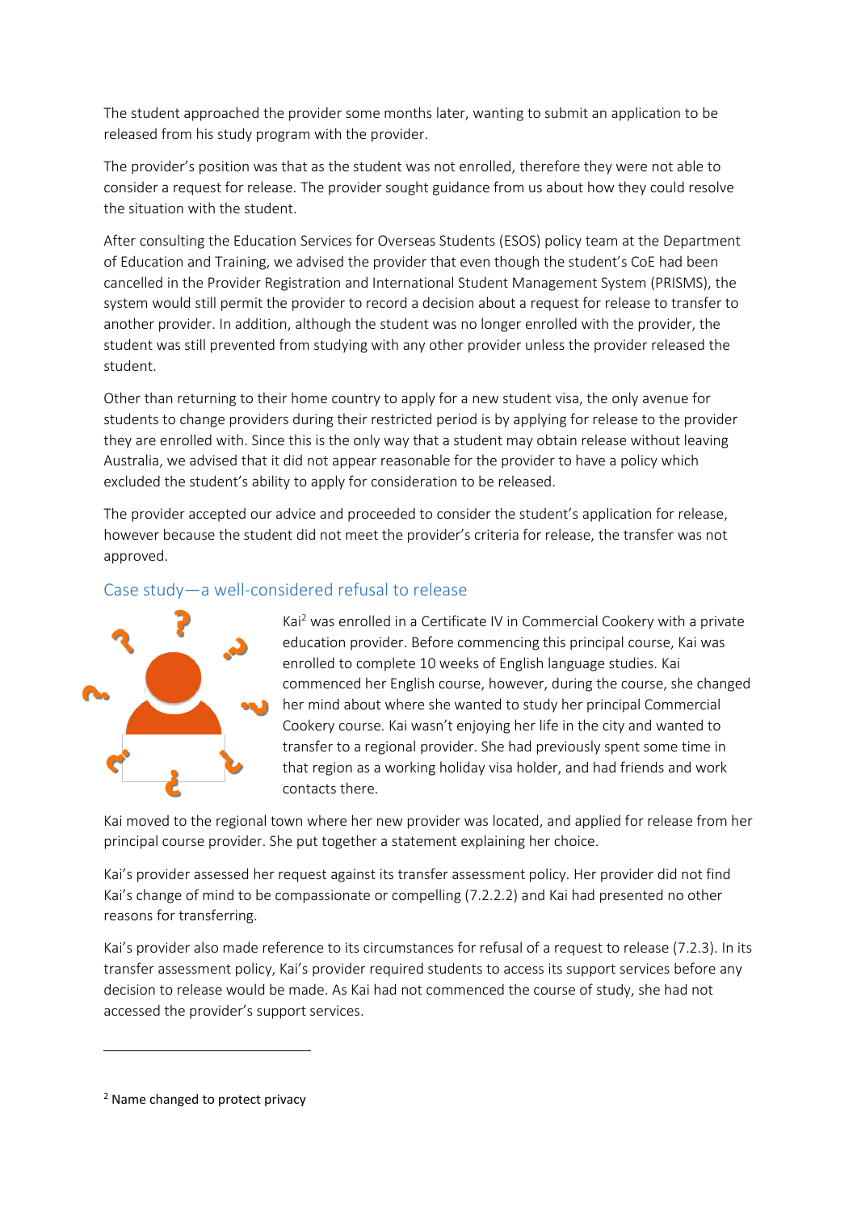The student approached the provider some months later, wanting to submit an application to be released from his study program with the provider.

The provider's position was that as the student was not enrolled, therefore they were not able to consider a request for release. The provider sought guidance from us about how they could resolve the situation with the student.

After consulting the Education Services for Overseas Students (ESOS) policy team at the Department of Education and Training, we advised the provider that even though the student's CoE had been cancelled in the Provider Registration and International Student Management System (PRISMS), the system would still permit the provider to record a decision about a request for release to transfer to another provider. In addition, although the student was no longer enrolled with the provider, the student was still prevented from studying with any other provider unless the provider released the student.

Other than returning to their home country to apply for a new student visa, the only avenue for students to change providers during their restricted period is by applying for release to the provider they are enrolled with. Since this is the only way that a student may obtain release without leaving Australia, we advised that it did not appear reasonable for the provider to have a policy which excluded the student's ability to apply for consideration to be released.

The provider accepted our advice and proceeded to consider the student's application for release, however because the student did not meet the provider's criteria for release, the transfer was not approved.

## Case study—a well-considered refusal to release

Kai[2] was enrolled in a Certificate IV in Commercial Cookery with a private education provider. Before commencing this principal course, Kai was enrolled to complete 10 weeks of English language studies. Kai commenced her English course, however, during the course, she changed her mind about where she wanted to study her principal Commercial Cookery course. Kai wasn't enjoying her life in the city and wanted to transfer to a regional provider. She had previously spent some time in that region as a working holiday visa holder, and had friends and work contacts there.

Kai moved to the regional town where her new provider was located, and applied for release from her principal course provider. She put together a statement explaining her choice.

Kai's provider assessed her request against its transfer assessment policy. Her provider did not find Kai's change of mind to be compassionate or compelling (7.2.2.2) and Kai had presented no other reasons for transferring.

Kai's provider also made reference to its circumstances for refusal of a request to release (7.2.3). In its transfer assessment policy, Kai's provider required students to access its support services before any decision to release would be made. As Kai had not commenced the course of study, she had not accessed the provider's support services.

---

[2] Name changed to protect privacy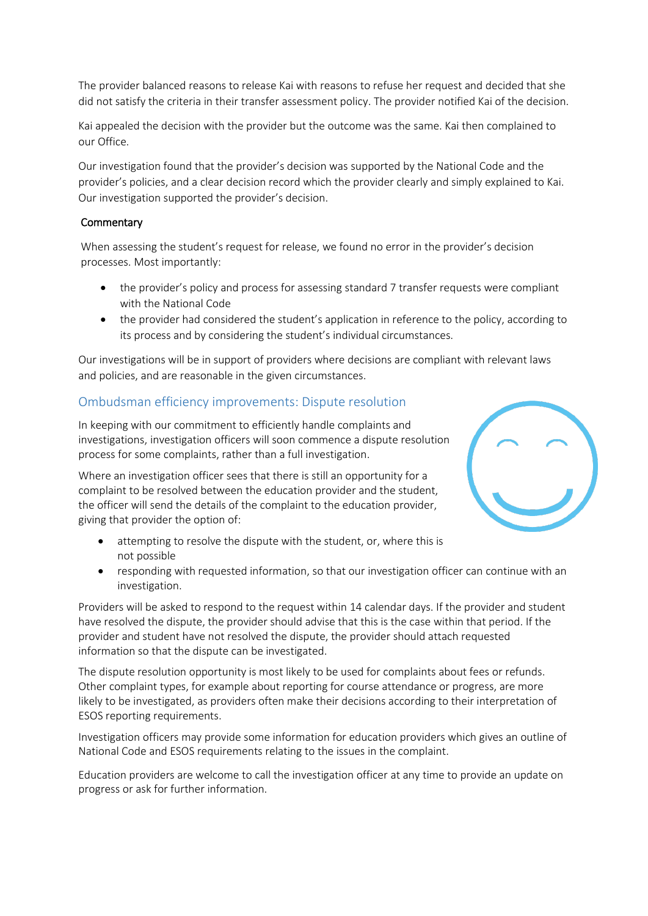The provider balanced reasons to release Kai with reasons to refuse her request and decided that she did not satisfy the criteria in their transfer assessment policy. The provider notified Kai of the decision.

Kai appealed the decision with the provider but the outcome was the same. Kai then complained to our Office.

Our investigation found that the provider's decision was supported by the National Code and the provider's policies, and a clear decision record which the provider clearly and simply explained to Kai. Our investigation supported the provider's decision.

### Commentary

When assessing the student's request for release, we found no error in the provider's decision processes. Most importantly:

- the provider's policy and process for assessing standard 7 transfer requests were compliant with the National Code
- the provider had considered the student's application in reference to the policy, according to its process and by considering the student's individual circumstances.

Our investigations will be in support of providers where decisions are compliant with relevant laws and policies, and are reasonable in the given circumstances.

## Ombudsman efficiency improvements: Dispute resolution

In keeping with our commitment to efficiently handle complaints and investigations, investigation officers will soon commence a dispute resolution process for some complaints, rather than a full investigation.

Where an investigation officer sees that there is still an opportunity for a complaint to be resolved between the education provider and the student, the officer will send the details of the complaint to the education provider, giving that provider the option of:

- attempting to resolve the dispute with the student, or, where this is not possible
- responding with requested information, so that our investigation officer can continue with an investigation.

Providers will be asked to respond to the request within 14 calendar days. If the provider and student have resolved the dispute, the provider should advise that this is the case within that period. If the provider and student have not resolved the dispute, the provider should attach requested information so that the dispute can be investigated.

The dispute resolution opportunity is most likely to be used for complaints about fees or refunds. Other complaint types, for example about reporting for course attendance or progress, are more likely to be investigated, as providers often make their decisions according to their interpretation of ESOS reporting requirements.

Investigation officers may provide some information for education providers which gives an outline of National Code and ESOS requirements relating to the issues in the complaint.

Education providers are welcome to call the investigation officer at any time to provide an update on progress or ask for further information.